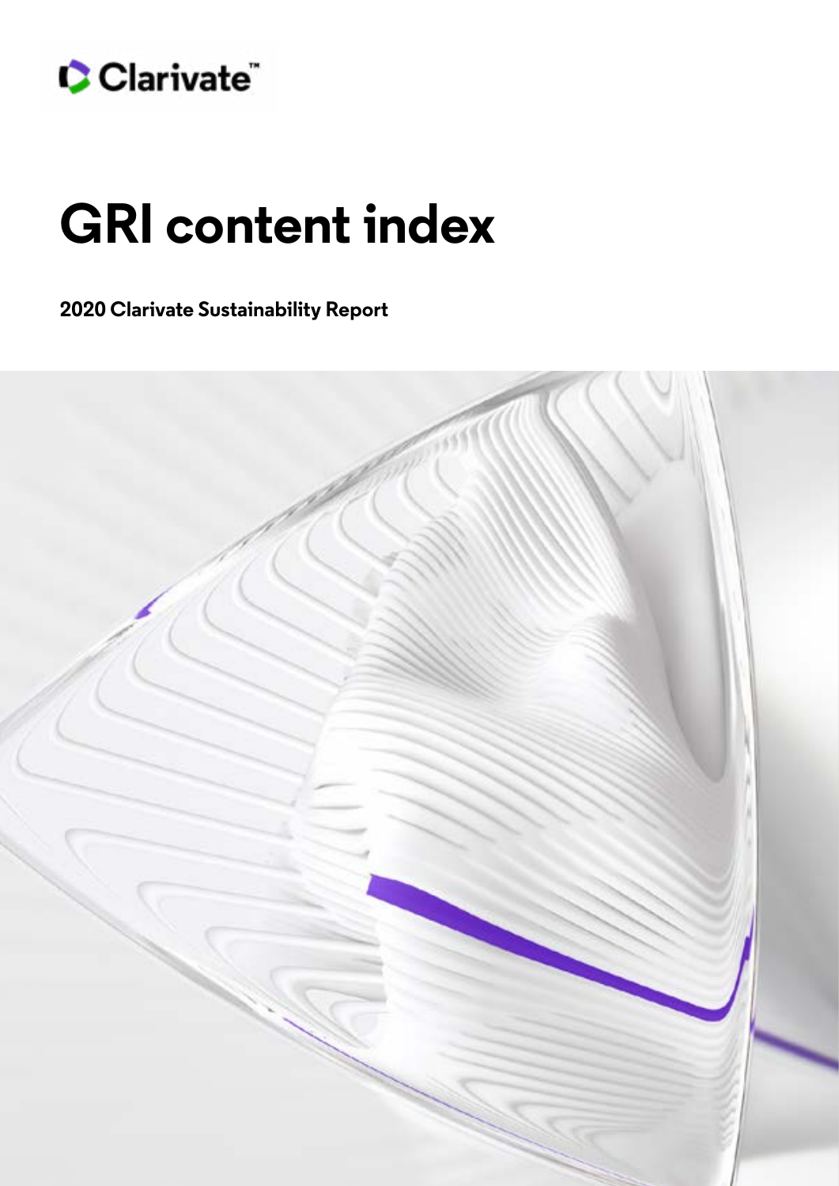Clarivate™

# GRI content index

**2020 Clarivate Sustainability Report**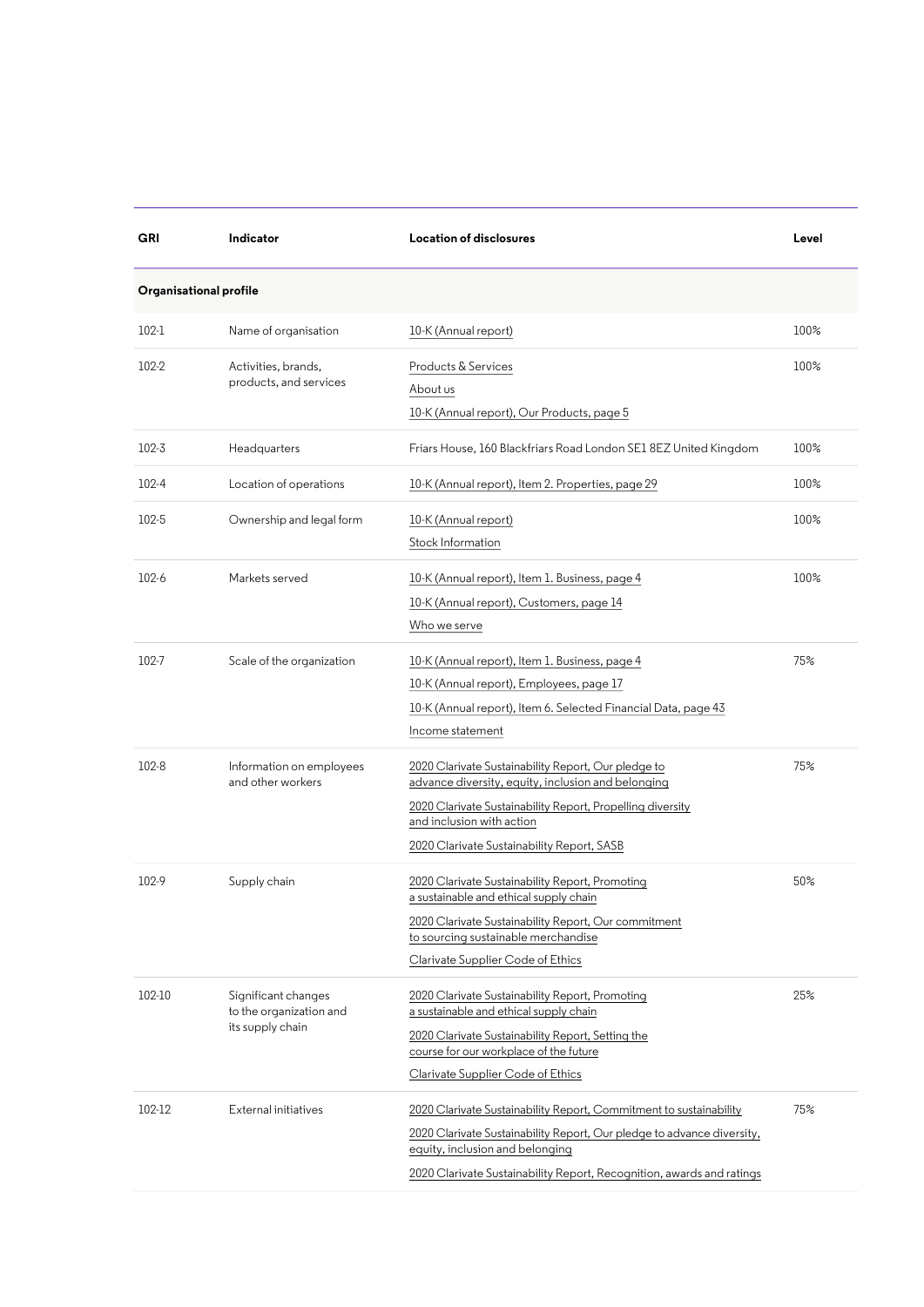| GRI | Indicator | Location of disclosures | Level |
|---|---|---|---|
| **Organisational profile** | | | |
| 102-1 | Name of organisation | 10-K (Annual report) | 100% |
| 102-2 | Activities, brands, products, and services | Products & Services<br>About us<br>10-K (Annual report), Our Products, page 5 | 100% |
| 102-3 | Headquarters | Friars House, 160 Blackfriars Road London SE1 8EZ United Kingdom | 100% |
| 102-4 | Location of operations | 10-K (Annual report), Item 2. Properties, page 29 | 100% |
| 102-5 | Ownership and legal form | 10-K (Annual report)<br>Stock Information | 100% |
| 102-6 | Markets served | 10-K (Annual report), Item 1. Business, page 4<br>10-K (Annual report), Customers, page 14<br>Who we serve | 100% |
| 102-7 | Scale of the organization | 10-K (Annual report), Item 1. Business, page 4<br>10-K (Annual report), Employees, page 17<br>10-K (Annual report), Item 6. Selected Financial Data, page 43<br>Income statement | 75% |
| 102-8 | Information on employees and other workers | 2020 Clarivate Sustainability Report, Our pledge to advance diversity, equity, inclusion and belonging<br>2020 Clarivate Sustainability Report, Propelling diversity and inclusion with action<br>2020 Clarivate Sustainability Report, SASB | 75% |
| 102-9 | Supply chain | 2020 Clarivate Sustainability Report, Promoting a sustainable and ethical supply chain<br>2020 Clarivate Sustainability Report, Our commitment to sourcing sustainable merchandise<br>Clarivate Supplier Code of Ethics | 50% |
| 102-10 | Significant changes to the organization and its supply chain | 2020 Clarivate Sustainability Report, Promoting a sustainable and ethical supply chain<br>2020 Clarivate Sustainability Report, Setting the course for our workplace of the future<br>Clarivate Supplier Code of Ethics | 25% |
| 102-12 | External initiatives | 2020 Clarivate Sustainability Report, Commitment to sustainability<br>2020 Clarivate Sustainability Report, Our pledge to advance diversity, equity, inclusion and belonging<br>2020 Clarivate Sustainability Report, Recognition, awards and ratings | 75% |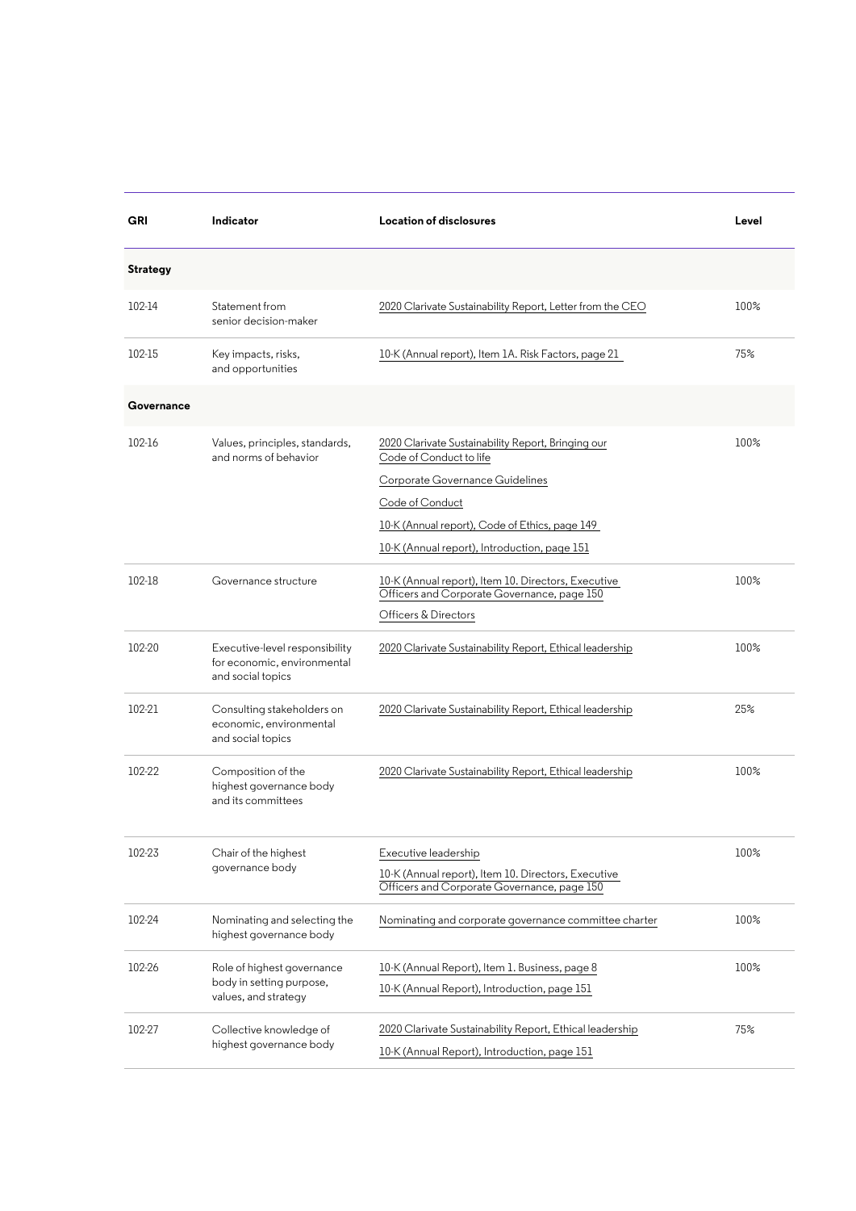| GRI | Indicator | Location of disclosures | Level |
|---|---|---|---|
| **Strategy** | | | |
| 102-14 | Statement from senior decision-maker | 2020 Clarivate Sustainability Report, Letter from the CEO | 100% |
| 102-15 | Key impacts, risks, and opportunities | 10-K (Annual report), Item 1A. Risk Factors, page 21 | 75% |
| **Governance** | | | |
| 102-16 | Values, principles, standards, and norms of behavior | 2020 Clarivate Sustainability Report, Bringing our Code of Conduct to life<br>Corporate Governance Guidelines<br>Code of Conduct<br>10-K (Annual report), Code of Ethics, page 149<br>10-K (Annual report), Introduction, page 151 | 100% |
| 102-18 | Governance structure | 10-K (Annual report), Item 10. Directors, Executive Officers and Corporate Governance, page 150<br>Officers & Directors | 100% |
| 102-20 | Executive-level responsibility for economic, environmental and social topics | 2020 Clarivate Sustainability Report, Ethical leadership | 100% |
| 102-21 | Consulting stakeholders on economic, environmental and social topics | 2020 Clarivate Sustainability Report, Ethical leadership | 25% |
| 102-22 | Composition of the highest governance body and its committees | 2020 Clarivate Sustainability Report, Ethical leadership | 100% |
| 102-23 | Chair of the highest governance body | Executive leadership<br>10-K (Annual report), Item 10. Directors, Executive Officers and Corporate Governance, page 150 | 100% |
| 102-24 | Nominating and selecting the highest governance body | Nominating and corporate governance committee charter | 100% |
| 102-26 | Role of highest governance body in setting purpose, values, and strategy | 10-K (Annual Report), Item 1. Business, page 8<br>10-K (Annual Report), Introduction, page 151 | 100% |
| 102-27 | Collective knowledge of highest governance body | 2020 Clarivate Sustainability Report, Ethical leadership<br>10-K (Annual Report), Introduction, page 151 | 75% |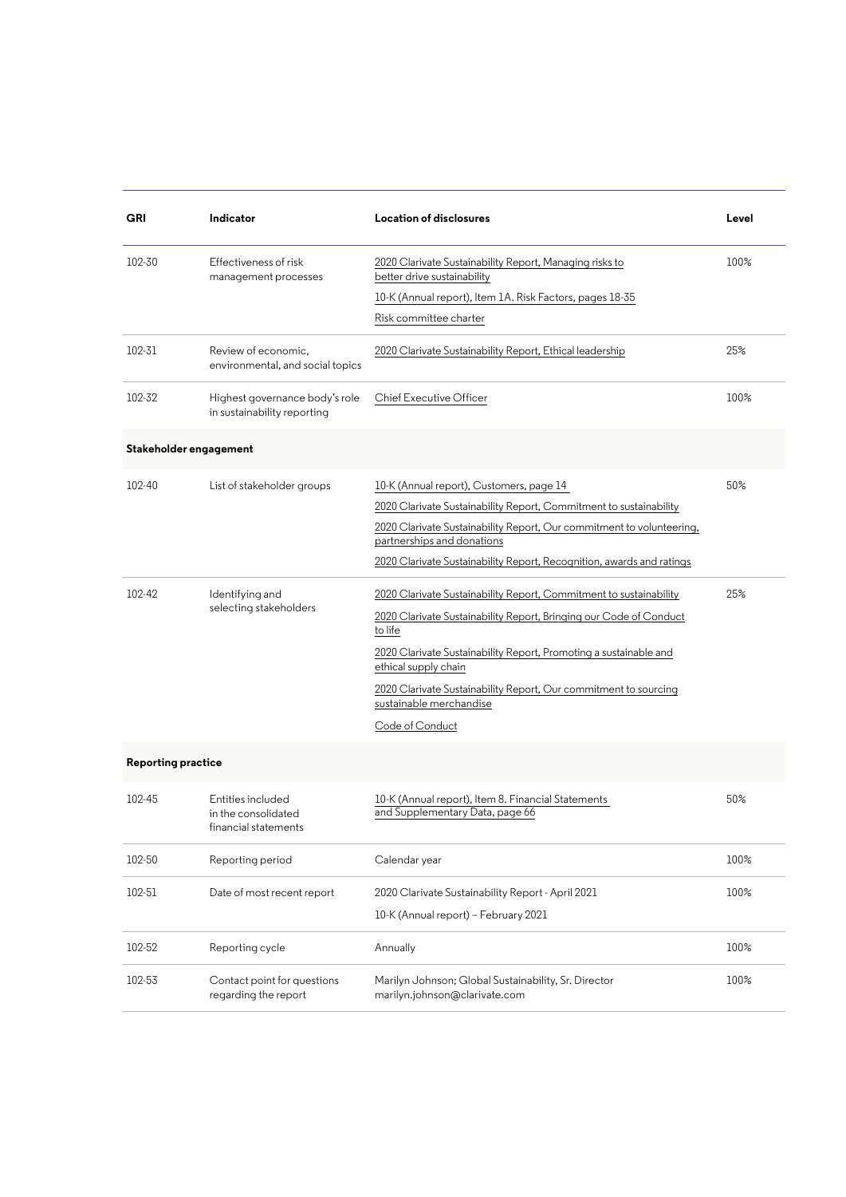| GRI | Indicator | Location of disclosures | Level |
| --- | --- | --- | --- |
| 102-30 | Effectiveness of risk management processes | 2020 Clarivate Sustainability Report, Managing risks to better drive sustainability<br>10-K (Annual report), Item 1A. Risk Factors, pages 18-35<br>Risk committee charter | 100% |
| 102-31 | Review of economic, environmental, and social topics | 2020 Clarivate Sustainability Report, Ethical leadership | 25% |
| 102-32 | Highest governance body's role in sustainability reporting | Chief Executive Officer | 100% |
| **Stakeholder engagement** | | | |
| 102-40 | List of stakeholder groups | 10-K (Annual report), Customers, page 14<br>2020 Clarivate Sustainability Report, Commitment to sustainability<br>2020 Clarivate Sustainability Report, Our commitment to volunteering, partnerships and donations<br>2020 Clarivate Sustainability Report, Recognition, awards and ratings | 50% |
| 102-42 | Identifying and selecting stakeholders | 2020 Clarivate Sustainability Report, Commitment to sustainability<br>2020 Clarivate Sustainability Report, Bringing our Code of Conduct to life<br>2020 Clarivate Sustainability Report, Promoting a sustainable and ethical supply chain<br>2020 Clarivate Sustainability Report, Our commitment to sourcing sustainable merchandise<br>Code of Conduct | 25% |
| **Reporting practice** | | | |
| 102-45 | Entities included in the consolidated financial statements | 10-K (Annual report), Item 8. Financial Statements and Supplementary Data, page 66 | 50% |
| 102-50 | Reporting period | Calendar year | 100% |
| 102-51 | Date of most recent report | 2020 Clarivate Sustainability Report - April 2021<br>10-K (Annual report) – February 2021 | 100% |
| 102-52 | Reporting cycle | Annually | 100% |
| 102-53 | Contact point for questions regarding the report | Marilyn Johnson; Global Sustainability, Sr. Director marilyn.johnson@clarivate.com | 100% |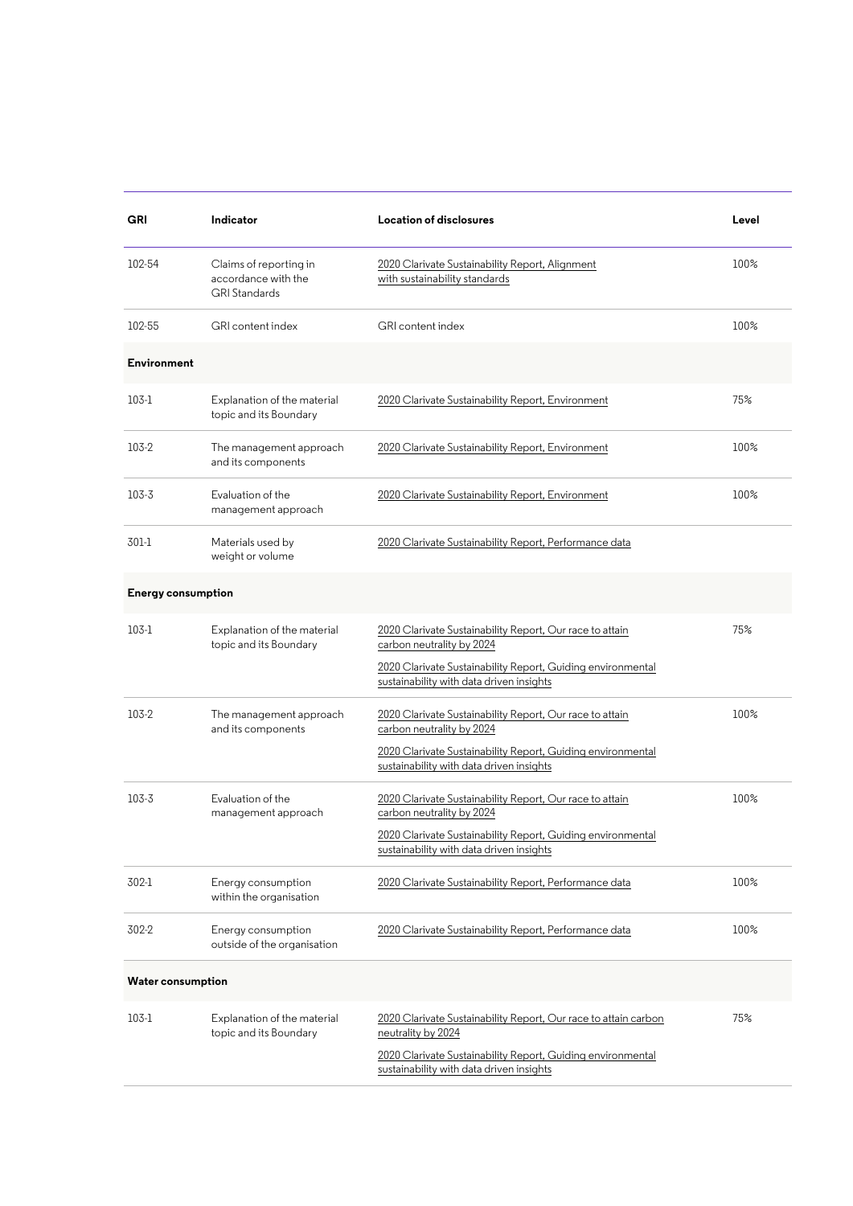| GRI | Indicator | Location of disclosures | Level |
|---|---|---|---|
| 102-54 | Claims of reporting in accordance with the GRI Standards | 2020 Clarivate Sustainability Report, Alignment with sustainability standards | 100% |
| 102-55 | GRI content index | GRI content index | 100% |
| **Environment** | | | |
| 103-1 | Explanation of the material topic and its Boundary | 2020 Clarivate Sustainability Report, Environment | 75% |
| 103-2 | The management approach and its components | 2020 Clarivate Sustainability Report, Environment | 100% |
| 103-3 | Evaluation of the management approach | 2020 Clarivate Sustainability Report, Environment | 100% |
| 301-1 | Materials used by weight or volume | 2020 Clarivate Sustainability Report, Performance data | |
| **Energy consumption** | | | |
| 103-1 | Explanation of the material topic and its Boundary | 2020 Clarivate Sustainability Report, Our race to attain carbon neutrality by 2024<br>2020 Clarivate Sustainability Report, Guiding environmental sustainability with data driven insights | 75% |
| 103-2 | The management approach and its components | 2020 Clarivate Sustainability Report, Our race to attain carbon neutrality by 2024<br>2020 Clarivate Sustainability Report, Guiding environmental sustainability with data driven insights | 100% |
| 103-3 | Evaluation of the management approach | 2020 Clarivate Sustainability Report, Our race to attain carbon neutrality by 2024<br>2020 Clarivate Sustainability Report, Guiding environmental sustainability with data driven insights | 100% |
| 302-1 | Energy consumption within the organisation | 2020 Clarivate Sustainability Report, Performance data | 100% |
| 302-2 | Energy consumption outside of the organisation | 2020 Clarivate Sustainability Report, Performance data | 100% |
| **Water consumption** | | | |
| 103-1 | Explanation of the material topic and its Boundary | 2020 Clarivate Sustainability Report, Our race to attain carbon neutrality by 2024<br>2020 Clarivate Sustainability Report, Guiding environmental sustainability with data driven insights | 75% |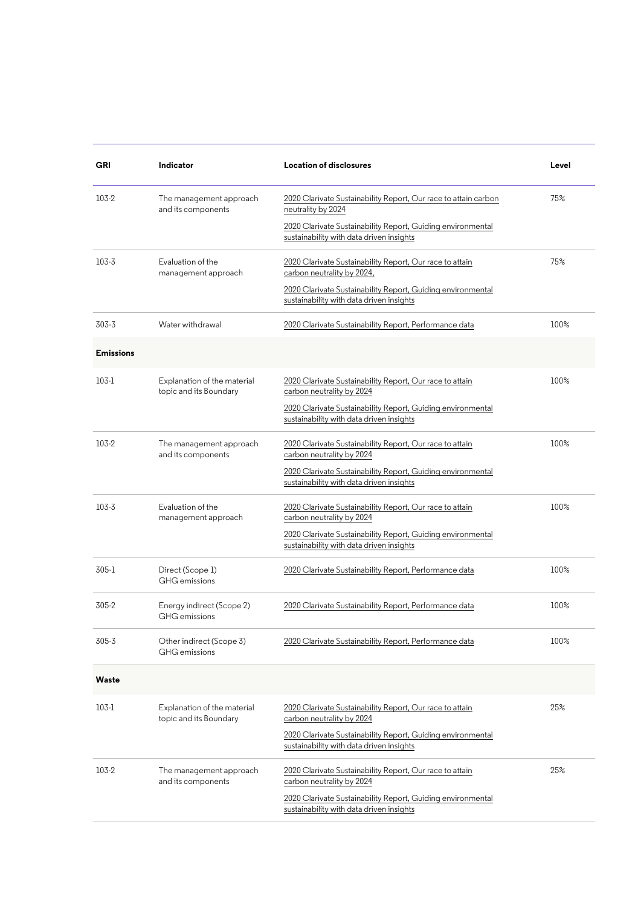| GRI | Indicator | Location of disclosures | Level |
|---|---|---|---|
| 103-2 | The management approach and its components | 2020 Clarivate Sustainability Report, Our race to attain carbon neutrality by 2024<br>2020 Clarivate Sustainability Report, Guiding environmental sustainability with data driven insights | 75% |
| 103-3 | Evaluation of the management approach | 2020 Clarivate Sustainability Report, Our race to attain carbon neutrality by 2024,<br>2020 Clarivate Sustainability Report, Guiding environmental sustainability with data driven insights | 75% |
| 303-3 | Water withdrawal | 2020 Clarivate Sustainability Report, Performance data | 100% |
| **Emissions** | | | |
| 103-1 | Explanation of the material topic and its Boundary | 2020 Clarivate Sustainability Report, Our race to attain carbon neutrality by 2024<br>2020 Clarivate Sustainability Report, Guiding environmental sustainability with data driven insights | 100% |
| 103-2 | The management approach and its components | 2020 Clarivate Sustainability Report, Our race to attain carbon neutrality by 2024<br>2020 Clarivate Sustainability Report, Guiding environmental sustainability with data driven insights | 100% |
| 103-3 | Evaluation of the management approach | 2020 Clarivate Sustainability Report, Our race to attain carbon neutrality by 2024<br>2020 Clarivate Sustainability Report, Guiding environmental sustainability with data driven insights | 100% |
| 305-1 | Direct (Scope 1) GHG emissions | 2020 Clarivate Sustainability Report, Performance data | 100% |
| 305-2 | Energy indirect (Scope 2) GHG emissions | 2020 Clarivate Sustainability Report, Performance data | 100% |
| 305-3 | Other indirect (Scope 3) GHG emissions | 2020 Clarivate Sustainability Report, Performance data | 100% |
| **Waste** | | | |
| 103-1 | Explanation of the material topic and its Boundary | 2020 Clarivate Sustainability Report, Our race to attain carbon neutrality by 2024<br>2020 Clarivate Sustainability Report, Guiding environmental sustainability with data driven insights | 25% |
| 103-2 | The management approach and its components | 2020 Clarivate Sustainability Report, Our race to attain carbon neutrality by 2024<br>2020 Clarivate Sustainability Report, Guiding environmental sustainability with data driven insights | 25% |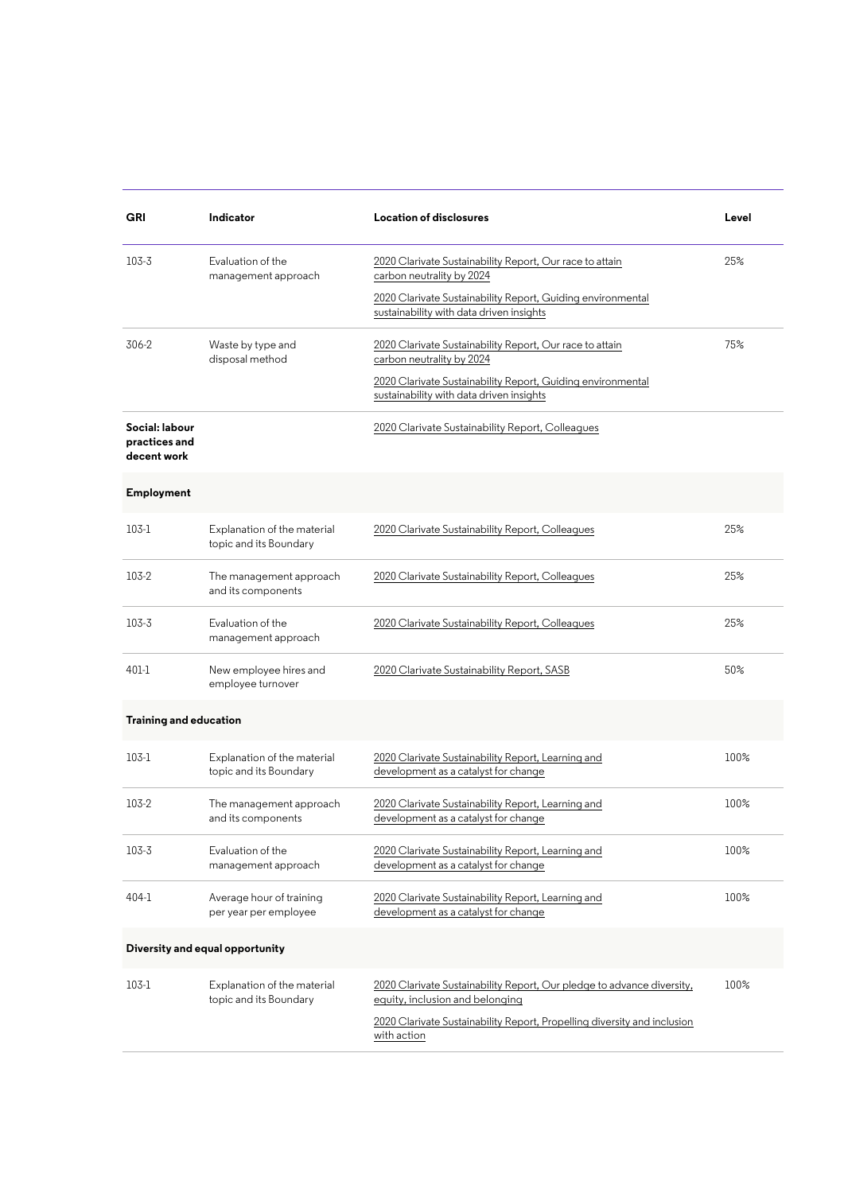| GRI | Indicator | Location of disclosures | Level |
|---|---|---|---|
| 103-3 | Evaluation of the management approach | 2020 Clarivate Sustainability Report, Our race to attain carbon neutrality by 2024<br><br>2020 Clarivate Sustainability Report, Guiding environmental sustainability with data driven insights | 25% |
| 306-2 | Waste by type and disposal method | 2020 Clarivate Sustainability Report, Our race to attain carbon neutrality by 2024<br><br>2020 Clarivate Sustainability Report, Guiding environmental sustainability with data driven insights | 75% |
| **Social: labour practices and decent work** | | 2020 Clarivate Sustainability Report, Colleagues | |
| **Employment** | | | |
| 103-1 | Explanation of the material topic and its Boundary | 2020 Clarivate Sustainability Report, Colleagues | 25% |
| 103-2 | The management approach and its components | 2020 Clarivate Sustainability Report, Colleagues | 25% |
| 103-3 | Evaluation of the management approach | 2020 Clarivate Sustainability Report, Colleagues | 25% |
| 401-1 | New employee hires and employee turnover | 2020 Clarivate Sustainability Report, SASB | 50% |
| **Training and education** | | | |
| 103-1 | Explanation of the material topic and its Boundary | 2020 Clarivate Sustainability Report, Learning and development as a catalyst for change | 100% |
| 103-2 | The management approach and its components | 2020 Clarivate Sustainability Report, Learning and development as a catalyst for change | 100% |
| 103-3 | Evaluation of the management approach | 2020 Clarivate Sustainability Report, Learning and development as a catalyst for change | 100% |
| 404-1 | Average hour of training per year per employee | 2020 Clarivate Sustainability Report, Learning and development as a catalyst for change | 100% |
| **Diversity and equal opportunity** | | | |
| 103-1 | Explanation of the material topic and its Boundary | 2020 Clarivate Sustainability Report, Our pledge to advance diversity, equity, inclusion and belonging<br><br>2020 Clarivate Sustainability Report, Propelling diversity and inclusion with action | 100% |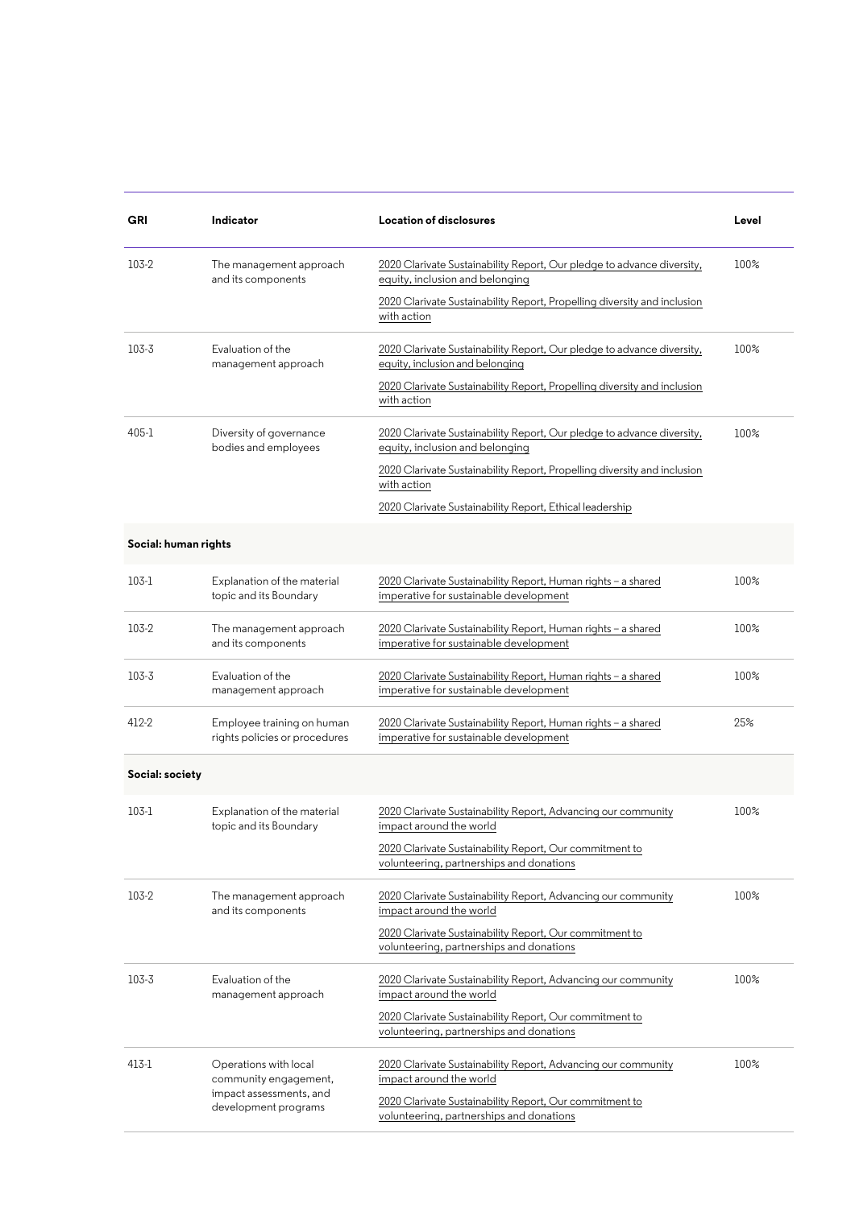| GRI | Indicator | Location of disclosures | Level |
|---|---|---|---|
| 103-2 | The management approach and its components | 2020 Clarivate Sustainability Report, Our pledge to advance diversity, equity, inclusion and belonging<br><br>2020 Clarivate Sustainability Report, Propelling diversity and inclusion with action | 100% |
| 103-3 | Evaluation of the management approach | 2020 Clarivate Sustainability Report, Our pledge to advance diversity, equity, inclusion and belonging<br><br>2020 Clarivate Sustainability Report, Propelling diversity and inclusion with action | 100% |
| 405-1 | Diversity of governance bodies and employees | 2020 Clarivate Sustainability Report, Our pledge to advance diversity, equity, inclusion and belonging<br><br>2020 Clarivate Sustainability Report, Propelling diversity and inclusion with action<br><br>2020 Clarivate Sustainability Report, Ethical leadership | 100% |
| **Social: human rights** | | | |
| 103-1 | Explanation of the material topic and its Boundary | 2020 Clarivate Sustainability Report, Human rights – a shared imperative for sustainable development | 100% |
| 103-2 | The management approach and its components | 2020 Clarivate Sustainability Report, Human rights – a shared imperative for sustainable development | 100% |
| 103-3 | Evaluation of the management approach | 2020 Clarivate Sustainability Report, Human rights – a shared imperative for sustainable development | 100% |
| 412-2 | Employee training on human rights policies or procedures | 2020 Clarivate Sustainability Report, Human rights – a shared imperative for sustainable development | 25% |
| **Social: society** | | | |
| 103-1 | Explanation of the material topic and its Boundary | 2020 Clarivate Sustainability Report, Advancing our community impact around the world<br><br>2020 Clarivate Sustainability Report, Our commitment to volunteering, partnerships and donations | 100% |
| 103-2 | The management approach and its components | 2020 Clarivate Sustainability Report, Advancing our community impact around the world<br><br>2020 Clarivate Sustainability Report, Our commitment to volunteering, partnerships and donations | 100% |
| 103-3 | Evaluation of the management approach | 2020 Clarivate Sustainability Report, Advancing our community impact around the world<br><br>2020 Clarivate Sustainability Report, Our commitment to volunteering, partnerships and donations | 100% |
| 413-1 | Operations with local community engagement, impact assessments, and development programs | 2020 Clarivate Sustainability Report, Advancing our community impact around the world<br><br>2020 Clarivate Sustainability Report, Our commitment to volunteering, partnerships and donations | 100% |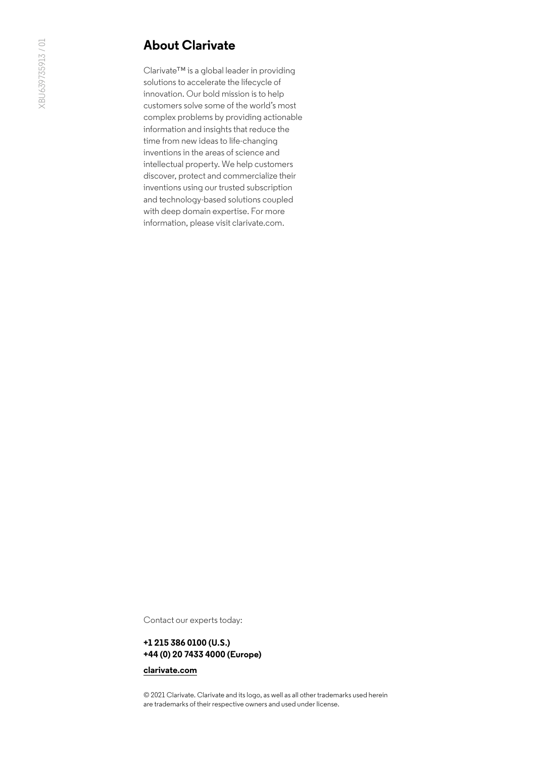## About Clarivate

Clarivate™ is a global leader in providing solutions to accelerate the lifecycle of innovation. Our bold mission is to help customers solve some of the world's most complex problems by providing actionable information and insights that reduce the time from new ideas to life-changing inventions in the areas of science and intellectual property. We help customers discover, protect and commercialize their inventions using our trusted subscription and technology-based solutions coupled with deep domain expertise. For more information, please visit clarivate.com.

Contact our experts today:

**+1 215 386 0100 (U.S.)**
**+44 (0) 20 7433 4000 (Europe)**

**clarivate.com**

© 2021 Clarivate. Clarivate and its logo, as well as all other trademarks used herein are trademarks of their respective owners and used under license.